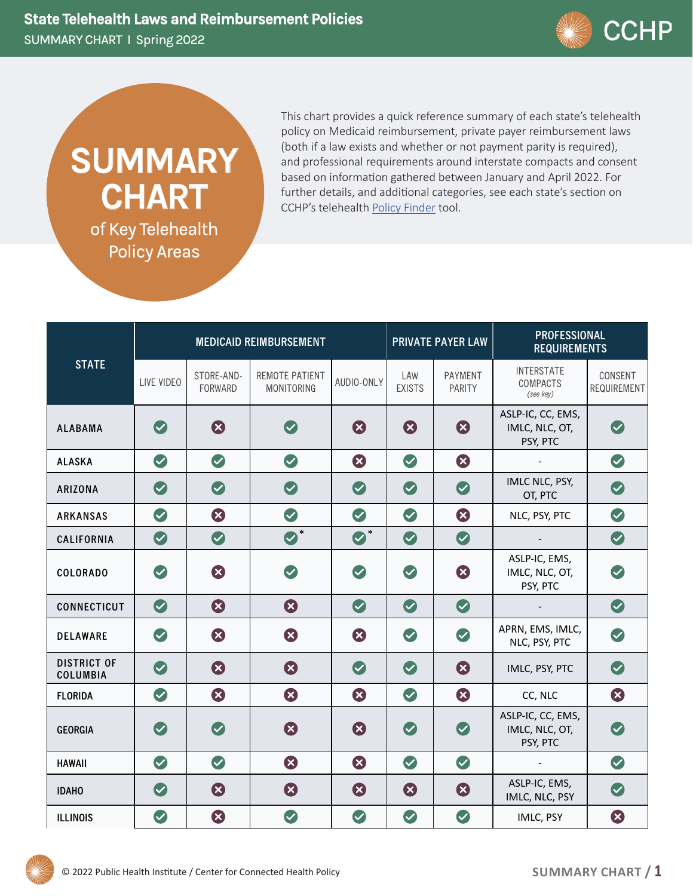# State Telehealth Laws and Reimbursement Policies

SUMMARY CHART | Spring 2022

## SUMMARY CHART of Key Telehealth Policy Areas

This chart provides a quick reference summary of each state's telehealth policy on Medicaid reimbursement, private payer reimbursement laws (both if a law exists and whether or not payment parity is required), and professional requirements around interstate compacts and consent based on information gathered between January and April 2022. For further details, and additional categories, see each state's section on CCHP's telehealth Policy Finder tool.

| STATE | MEDICAID REIMBURSEMENT | | | | PRIVATE PAYER LAW | | PROFESSIONAL REQUIREMENTS | |
|---|---|---|---|---|---|---|---|---|
| | LIVE VIDEO | STORE-AND-FORWARD | REMOTE PATIENT MONITORING | AUDIO-ONLY | LAW EXISTS | PAYMENT PARITY | INTERSTATE COMPACTS *(see key)* | CONSENT REQUIREMENT |
| ALABAMA | ✔ | ✖ | ✔ | ✖ | ✖ | ✖ | ASLP-IC, CC, EMS, IMLC, NLC, OT, PSY, PTC | ✔ |
| ALASKA | ✔ | ✔ | ✔ | ✖ | ✔ | ✖ | - | ✔ |
| ARIZONA | ✔ | ✔ | ✔ | ✔ | ✔ | ✔ | IMLC NLC, PSY, OT, PTC | ✔ |
| ARKANSAS | ✔ | ✖ | ✔ | ✔ | ✔ | ✖ | NLC, PSY, PTC | ✔ |
| CALIFORNIA | ✔ | ✔ | ✔* | ✔* | ✔ | ✔ | - | ✔ |
| COLORADO | ✔ | ✖ | ✔ | ✔ | ✔ | ✖ | ASLP-IC, EMS, IMLC, NLC, OT, PSY, PTC | ✔ |
| CONNECTICUT | ✔ | ✖ | ✖ | ✔ | ✔ | ✔ | - | ✔ |
| DELAWARE | ✔ | ✖ | ✖ | ✖ | ✔ | ✔ | APRN, EMS, IMLC, NLC, PSY, PTC | ✔ |
| DISTRICT OF COLUMBIA | ✔ | ✖ | ✖ | ✔ | ✔ | ✖ | IMLC, PSY, PTC | ✔ |
| FLORIDA | ✔ | ✖ | ✖ | ✖ | ✔ | ✖ | CC, NLC | ✖ |
| GEORGIA | ✔ | ✔ | ✖ | ✖ | ✔ | ✔ | ASLP-IC, CC, EMS, IMLC, NLC, OT, PSY, PTC | ✔ |
| HAWAII | ✔ | ✔ | ✖ | ✖ | ✔ | ✔ | - | ✔ |
| IDAHO | ✔ | ✖ | ✖ | ✖ | ✖ | ✖ | ASLP-IC, EMS, IMLC, NLC, PSY | ✔ |
| ILLINOIS | ✔ | ✖ | ✔ | ✔ | ✔ | ✔ | IMLC, PSY | ✖ |

© 2022 Public Health Institute / Center for Connected Health Policy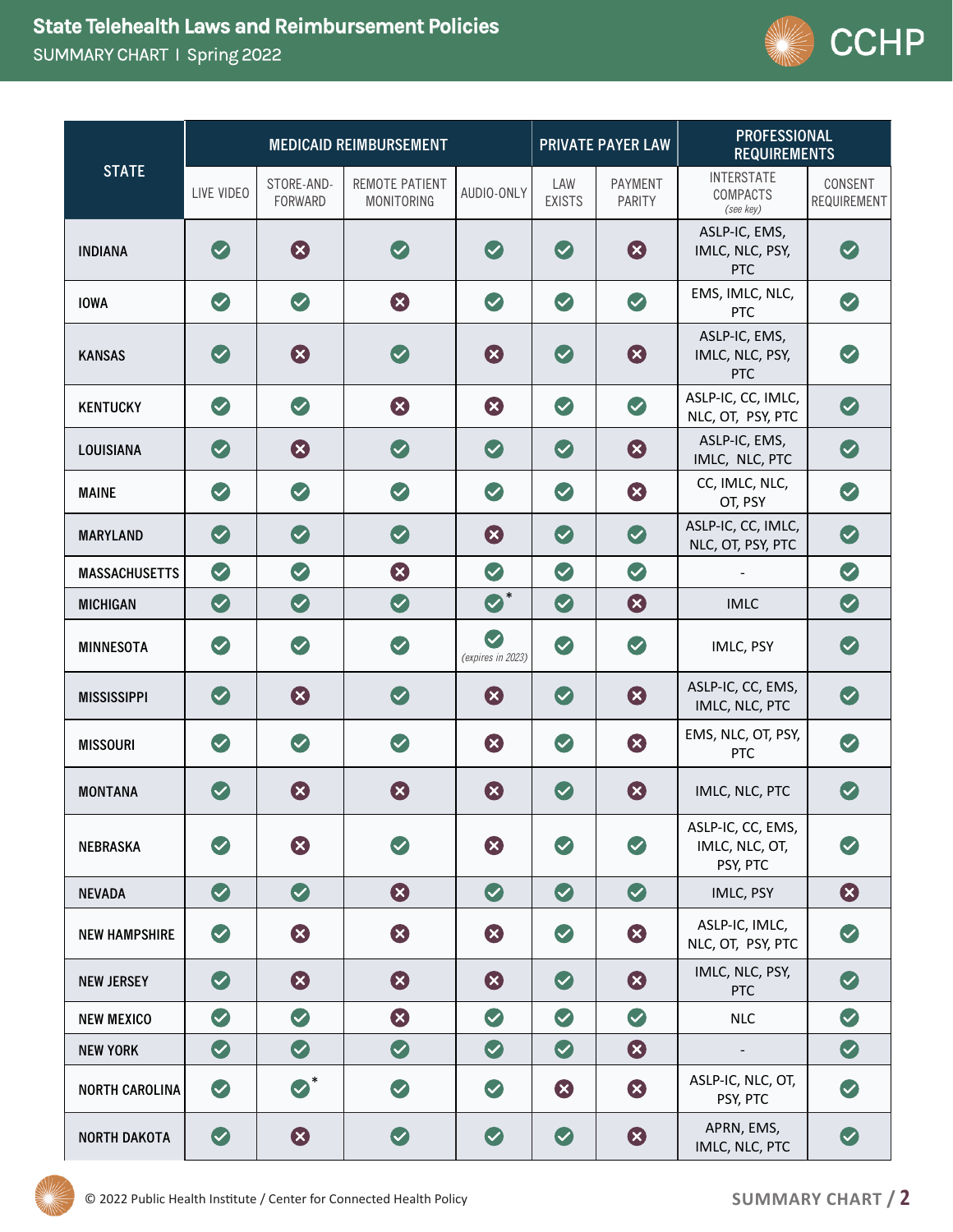# State Telehealth Laws and Reimbursement Policies

SUMMARY CHART | Spring 2022

| STATE | MEDICAID REIMBURSEMENT | | | | PRIVATE PAYER LAW | | PROFESSIONAL REQUIREMENTS | |
|---|---|---|---|---|---|---|---|---|
| | LIVE VIDEO | STORE-AND-FORWARD | REMOTE PATIENT MONITORING | AUDIO-ONLY | LAW EXISTS | PAYMENT PARITY | INTERSTATE COMPACTS *(see key)* | CONSENT REQUIREMENT |
| INDIANA | ✔ | ✖ | ✔ | ✔ | ✔ | ✖ | ASLP-IC, EMS, IMLC, NLC, PSY, PTC | ✔ |
| IOWA | ✔ | ✔ | ✖ | ✔ | ✔ | ✔ | EMS, IMLC, NLC, PTC | ✔ |
| KANSAS | ✔ | ✖ | ✔ | ✖ | ✔ | ✖ | ASLP-IC, EMS, IMLC, NLC, PSY, PTC | ✔ |
| KENTUCKY | ✔ | ✔ | ✖ | ✖ | ✔ | ✔ | ASLP-IC, CC, IMLC, NLC, OT, PSY, PTC | ✔ |
| LOUISIANA | ✔ | ✖ | ✔ | ✔ | ✔ | ✖ | ASLP-IC, EMS, IMLC, NLC, PTC | ✔ |
| MAINE | ✔ | ✔ | ✔ | ✔ | ✔ | ✖ | CC, IMLC, NLC, OT, PSY | ✔ |
| MARYLAND | ✔ | ✔ | ✔ | ✖ | ✔ | ✔ | ASLP-IC, CC, IMLC, NLC, OT, PSY, PTC | ✔ |
| MASSACHUSETTS | ✔ | ✔ | ✖ | ✔ | ✔ | ✔ | - | ✔ |
| MICHIGAN | ✔ | ✔ | ✔ | ✔* | ✔ | ✖ | IMLC | ✔ |
| MINNESOTA | ✔ | ✔ | ✔ | ✔ *(expires in 2023)* | ✔ | ✔ | IMLC, PSY | ✔ |
| MISSISSIPPI | ✔ | ✖ | ✔ | ✖ | ✔ | ✖ | ASLP-IC, CC, EMS, IMLC, NLC, PTC | ✔ |
| MISSOURI | ✔ | ✔ | ✔ | ✖ | ✔ | ✖ | EMS, NLC, OT, PSY, PTC | ✔ |
| MONTANA | ✔ | ✖ | ✖ | ✖ | ✔ | ✖ | IMLC, NLC, PTC | ✔ |
| NEBRASKA | ✔ | ✖ | ✔ | ✖ | ✔ | ✔ | ASLP-IC, CC, EMS, IMLC, NLC, OT, PSY, PTC | ✔ |
| NEVADA | ✔ | ✔ | ✖ | ✔ | ✔ | ✔ | IMLC, PSY | ✖ |
| NEW HAMPSHIRE | ✔ | ✖ | ✖ | ✖ | ✔ | ✖ | ASLP-IC, IMLC, NLC, OT, PSY, PTC | ✔ |
| NEW JERSEY | ✔ | ✖ | ✖ | ✖ | ✔ | ✖ | IMLC, NLC, PSY, PTC | ✔ |
| NEW MEXICO | ✔ | ✔ | ✖ | ✔ | ✔ | ✔ | NLC | ✔ |
| NEW YORK | ✔ | ✔ | ✔ | ✔ | ✔ | ✖ | - | ✔ |
| NORTH CAROLINA | ✔ | ✔* | ✔ | ✔ | ✖ | ✖ | ASLP-IC, NLC, OT, PSY, PTC | ✔ |
| NORTH DAKOTA | ✔ | ✖ | ✔ | ✔ | ✔ | ✖ | APRN, EMS, IMLC, NLC, PTC | ✔ |

© 2022 Public Health Institute / Center for Connected Health Policy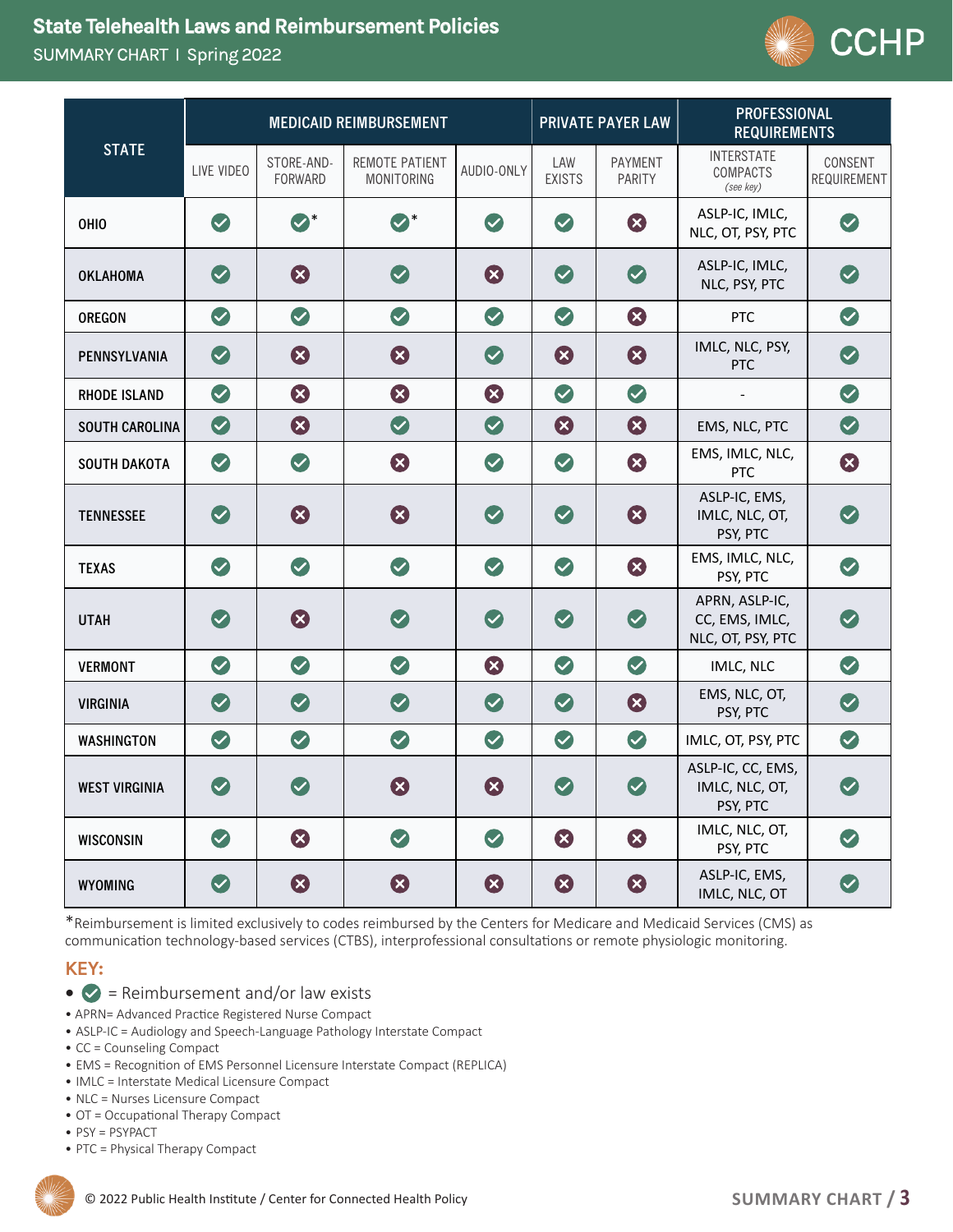# State Telehealth Laws and Reimbursement Policies

SUMMARY CHART | Spring 2022

| STATE | MEDICAID REIMBURSEMENT | | | | PRIVATE PAYER LAW | | PROFESSIONAL REQUIREMENTS | |
|---|---|---|---|---|---|---|---|---|
| | LIVE VIDEO | STORE-AND-FORWARD | REMOTE PATIENT MONITORING | AUDIO-ONLY | LAW EXISTS | PAYMENT PARITY | INTERSTATE COMPACTS (see key) | CONSENT REQUIREMENT |
| OHIO | ✓ | ✓* | ✓* | ✓ | ✓ | ✗ | ASLP-IC, IMLC, NLC, OT, PSY, PTC | ✓ |
| OKLAHOMA | ✓ | ✗ | ✓ | ✗ | ✓ | ✓ | ASLP-IC, IMLC, NLC, PSY, PTC | ✓ |
| OREGON | ✓ | ✓ | ✓ | ✓ | ✓ | ✗ | PTC | ✓ |
| PENNSYLVANIA | ✓ | ✗ | ✗ | ✓ | ✗ | ✗ | IMLC, NLC, PSY, PTC | ✓ |
| RHODE ISLAND | ✓ | ✗ | ✗ | ✗ | ✓ | ✓ | - | ✓ |
| SOUTH CAROLINA | ✓ | ✗ | ✓ | ✓ | ✗ | ✗ | EMS, NLC, PTC | ✓ |
| SOUTH DAKOTA | ✓ | ✓ | ✗ | ✓ | ✓ | ✗ | EMS, IMLC, NLC, PTC | ✗ |
| TENNESSEE | ✓ | ✗ | ✗ | ✓ | ✓ | ✗ | ASLP-IC, EMS, IMLC, NLC, OT, PSY, PTC | ✓ |
| TEXAS | ✓ | ✓ | ✓ | ✓ | ✓ | ✗ | EMS, IMLC, NLC, PSY, PTC | ✓ |
| UTAH | ✓ | ✗ | ✓ | ✓ | ✓ | ✓ | APRN, ASLP-IC, CC, EMS, IMLC, NLC, OT, PSY, PTC | ✓ |
| VERMONT | ✓ | ✓ | ✓ | ✗ | ✓ | ✓ | IMLC, NLC | ✓ |
| VIRGINIA | ✓ | ✓ | ✓ | ✓ | ✓ | ✗ | EMS, NLC, OT, PSY, PTC | ✓ |
| WASHINGTON | ✓ | ✓ | ✓ | ✓ | ✓ | ✓ | IMLC, OT, PSY, PTC | ✓ |
| WEST VIRGINIA | ✓ | ✓ | ✗ | ✗ | ✓ | ✓ | ASLP-IC, CC, EMS, IMLC, NLC, OT, PSY, PTC | ✓ |
| WISCONSIN | ✓ | ✗ | ✓ | ✓ | ✗ | ✗ | IMLC, NLC, OT, PSY, PTC | ✓ |
| WYOMING | ✓ | ✗ | ✗ | ✗ | ✗ | ✗ | ASLP-IC, EMS, IMLC, NLC, OT | ✓ |

*Reimbursement is limited exclusively to codes reimbursed by the Centers for Medicare and Medicaid Services (CMS) as communication technology-based services (CTBS), interprofessional consultations or remote physiologic monitoring.

**KEY:**

- ✓ = Reimbursement and/or law exists
- APRN= Advanced Practice Registered Nurse Compact
- ASLP-IC = Audiology and Speech-Language Pathology Interstate Compact
- CC = Counseling Compact
- EMS = Recognition of EMS Personnel Licensure Interstate Compact (REPLICA)
- IMLC = Interstate Medical Licensure Compact
- NLC = Nurses Licensure Compact
- OT = Occupational Therapy Compact
- PSY = PSYPACT
- PTC = Physical Therapy Compact

© 2022 Public Health Institute / Center for Connected Health Policy